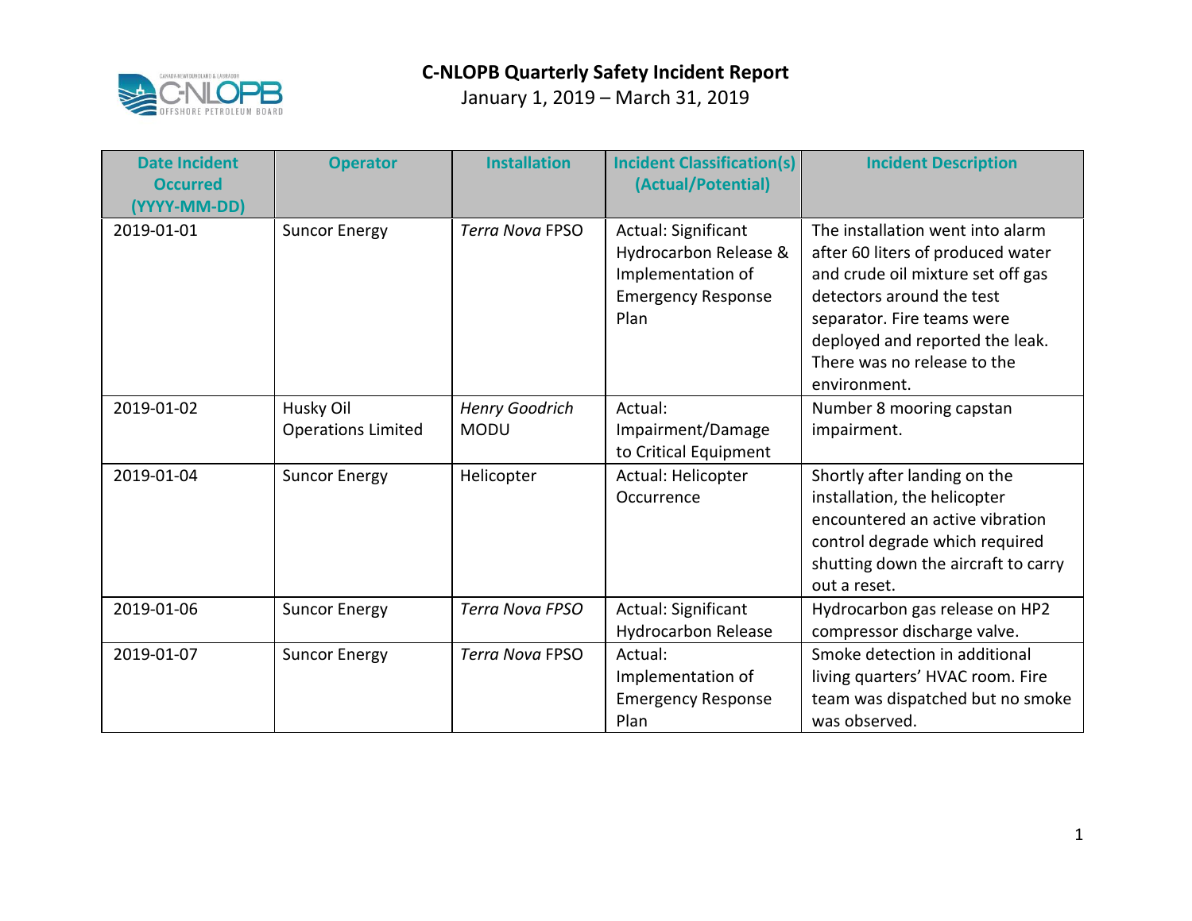# C-NLOPB Quarterly Safety Incident Report

January 1, 2019 – March 31, 2019

| Date Incident Occurred (YYYY-MM-DD) | Operator | Installation | Incident Classification(s) (Actual/Potential) | Incident Description |
|---|---|---|---|---|
| 2019-01-01 | Suncor Energy | *Terra Nova* FPSO | Actual: Significant Hydrocarbon Release & Implementation of Emergency Response Plan | The installation went into alarm after 60 liters of produced water and crude oil mixture set off gas detectors around the test separator. Fire teams were deployed and reported the leak. There was no release to the environment. |
| 2019-01-02 | Husky Oil Operations Limited | *Henry Goodrich* MODU | Actual: Impairment/Damage to Critical Equipment | Number 8 mooring capstan impairment. |
| 2019-01-04 | Suncor Energy | Helicopter | Actual: Helicopter Occurrence | Shortly after landing on the installation, the helicopter encountered an active vibration control degrade which required shutting down the aircraft to carry out a reset. |
| 2019-01-06 | Suncor Energy | *Terra Nova FPSO* | Actual: Significant Hydrocarbon Release | Hydrocarbon gas release on HP2 compressor discharge valve. |
| 2019-01-07 | Suncor Energy | *Terra Nova* FPSO | Actual: Implementation of Emergency Response Plan | Smoke detection in additional living quarters' HVAC room. Fire team was dispatched but no smoke was observed. |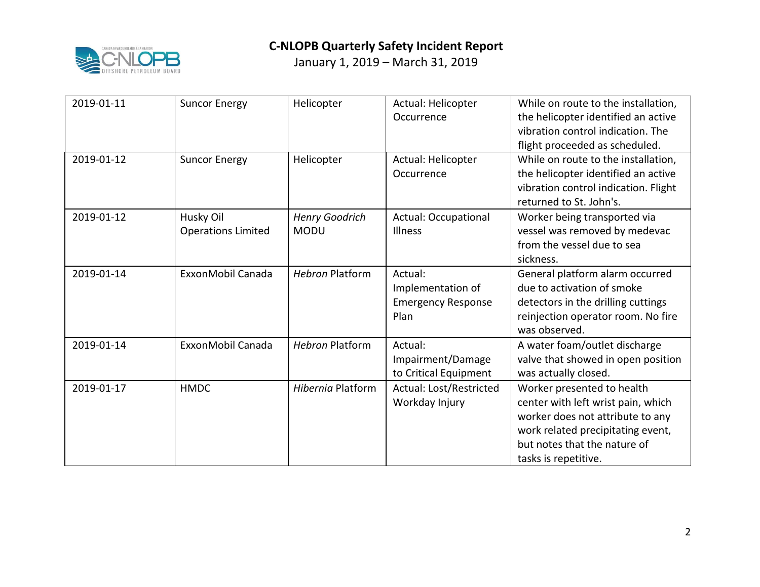# C-NLOPB Quarterly Safety Incident Report

January 1, 2019 – March 31, 2019

| | | | | |
|---|---|---|---|---|
| 2019-01-11 | Suncor Energy | Helicopter | Actual: Helicopter Occurrence | While on route to the installation, the helicopter identified an active vibration control indication. The flight proceeded as scheduled. |
| 2019-01-12 | Suncor Energy | Helicopter | Actual: Helicopter Occurrence | While on route to the installation, the helicopter identified an active vibration control indication. Flight returned to St. John's. |
| 2019-01-12 | Husky Oil Operations Limited | *Henry Goodrich* MODU | Actual: Occupational Illness | Worker being transported via vessel was removed by medevac from the vessel due to sea sickness. |
| 2019-01-14 | ExxonMobil Canada | *Hebron* Platform | Actual: Implementation of Emergency Response Plan | General platform alarm occurred due to activation of smoke detectors in the drilling cuttings reinjection operator room. No fire was observed. |
| 2019-01-14 | ExxonMobil Canada | *Hebron* Platform | Actual: Impairment/Damage to Critical Equipment | A water foam/outlet discharge valve that showed in open position was actually closed. |
| 2019-01-17 | HMDC | *Hibernia* Platform | Actual: Lost/Restricted Workday Injury | Worker presented to health center with left wrist pain, which worker does not attribute to any work related precipitating event, but notes that the nature of tasks is repetitive. |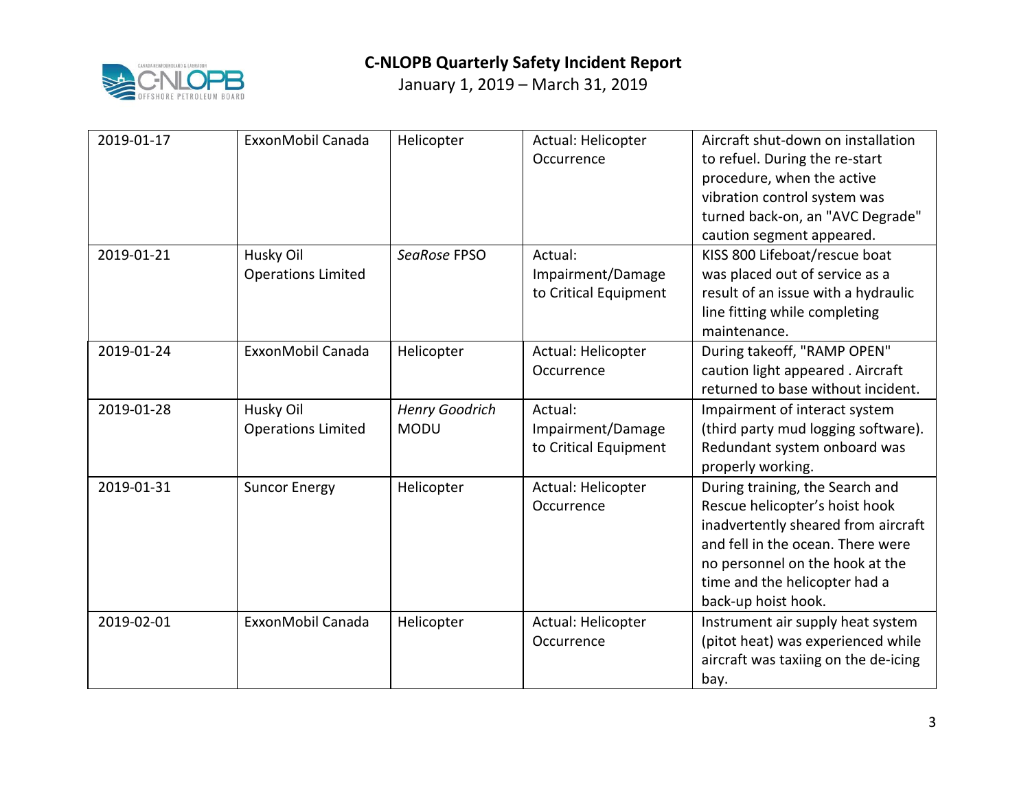| 2019-01-17 | ExxonMobil Canada | Helicopter | Actual: Helicopter Occurrence | Aircraft shut-down on installation to refuel. During the re-start procedure, when the active vibration control system was turned back-on, an "AVC Degrade" caution segment appeared. |
|---|---|---|---|---|
| 2019-01-21 | Husky Oil Operations Limited | *SeaRose* FPSO | Actual: Impairment/Damage to Critical Equipment | KISS 800 Lifeboat/rescue boat was placed out of service as a result of an issue with a hydraulic line fitting while completing maintenance. |
| 2019-01-24 | ExxonMobil Canada | Helicopter | Actual: Helicopter Occurrence | During takeoff, "RAMP OPEN" caution light appeared . Aircraft returned to base without incident. |
| 2019-01-28 | Husky Oil Operations Limited | *Henry Goodrich* MODU | Actual: Impairment/Damage to Critical Equipment | Impairment of interact system (third party mud logging software). Redundant system onboard was properly working. |
| 2019-01-31 | Suncor Energy | Helicopter | Actual: Helicopter Occurrence | During training, the Search and Rescue helicopter's hoist hook inadvertently sheared from aircraft and fell in the ocean. There were no personnel on the hook at the time and the helicopter had a back-up hoist hook. |
| 2019-02-01 | ExxonMobil Canada | Helicopter | Actual: Helicopter Occurrence | Instrument air supply heat system (pitot heat) was experienced while aircraft was taxiing on the de-icing bay. |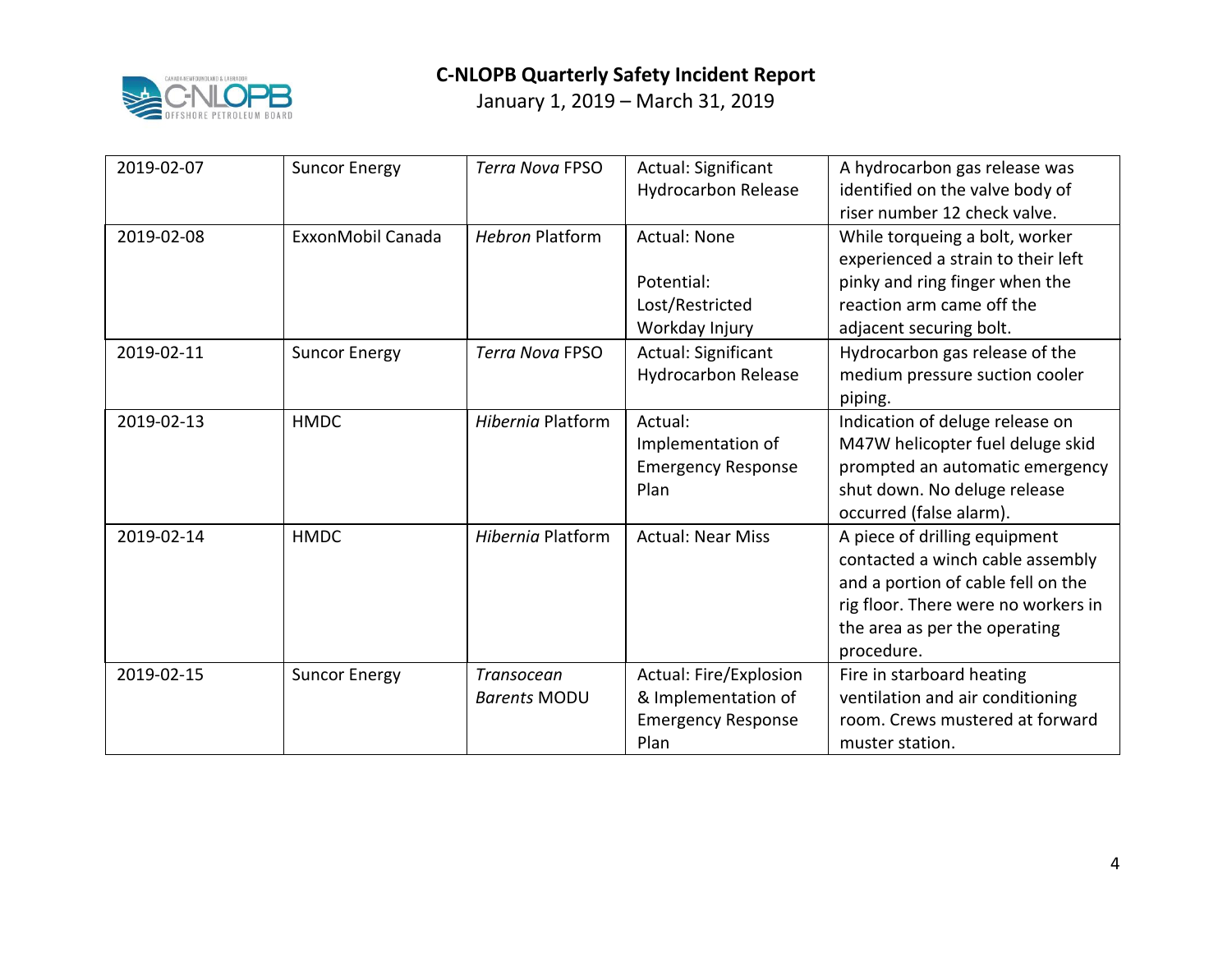| 2019-02-07 | Suncor Energy | *Terra Nova* FPSO | Actual: Significant Hydrocarbon Release | A hydrocarbon gas release was identified on the valve body of riser number 12 check valve. |
|---|---|---|---|---|
| 2019-02-08 | ExxonMobil Canada | *Hebron* Platform | Actual: None<br><br>Potential: Lost/Restricted Workday Injury | While torqueing a bolt, worker experienced a strain to their left pinky and ring finger when the reaction arm came off the adjacent securing bolt. |
| 2019-02-11 | Suncor Energy | *Terra Nova* FPSO | Actual: Significant Hydrocarbon Release | Hydrocarbon gas release of the medium pressure suction cooler piping. |
| 2019-02-13 | HMDC | *Hibernia* Platform | Actual: Implementation of Emergency Response Plan | Indication of deluge release on M47W helicopter fuel deluge skid prompted an automatic emergency shut down. No deluge release occurred (false alarm). |
| 2019-02-14 | HMDC | *Hibernia* Platform | Actual: Near Miss | A piece of drilling equipment contacted a winch cable assembly and a portion of cable fell on the rig floor. There were no workers in the area as per the operating procedure. |
| 2019-02-15 | Suncor Energy | *Transocean Barents* MODU | Actual: Fire/Explosion & Implementation of Emergency Response Plan | Fire in starboard heating ventilation and air conditioning room. Crews mustered at forward muster station. |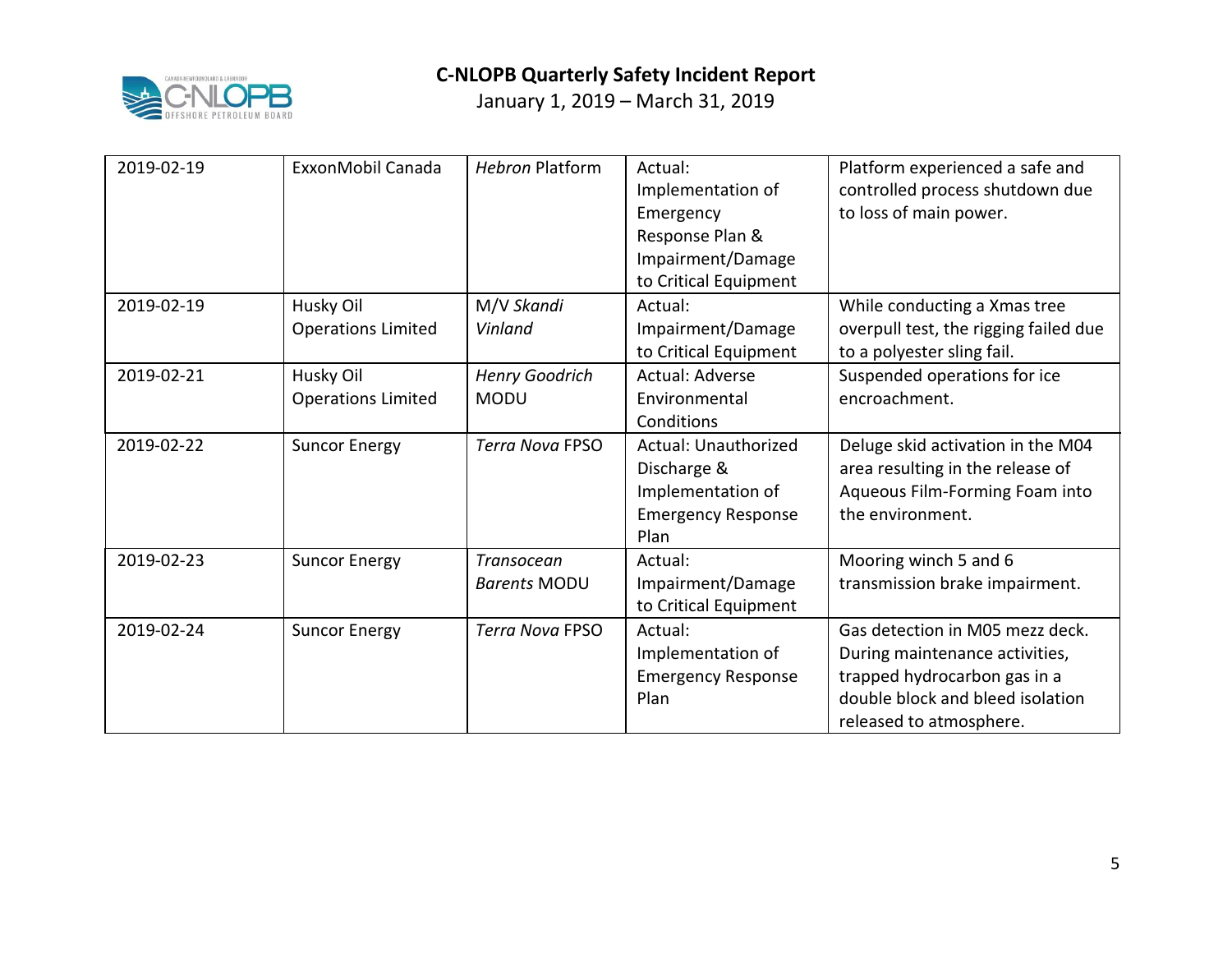# C-NLOPB Quarterly Safety Incident Report

January 1, 2019 – March 31, 2019

| | | | | |
|---|---|---|---|---|
| 2019-02-19 | ExxonMobil Canada | *Hebron* Platform | Actual: Implementation of Emergency Response Plan & Impairment/Damage to Critical Equipment | Platform experienced a safe and controlled process shutdown due to loss of main power. |
| 2019-02-19 | Husky Oil Operations Limited | M/V *Skandi Vinland* | Actual: Impairment/Damage to Critical Equipment | While conducting a Xmas tree overpull test, the rigging failed due to a polyester sling fail. |
| 2019-02-21 | Husky Oil Operations Limited | *Henry Goodrich* MODU | Actual: Adverse Environmental Conditions | Suspended operations for ice encroachment. |
| 2019-02-22 | Suncor Energy | *Terra Nova* FPSO | Actual: Unauthorized Discharge & Implementation of Emergency Response Plan | Deluge skid activation in the M04 area resulting in the release of Aqueous Film-Forming Foam into the environment. |
| 2019-02-23 | Suncor Energy | *Transocean Barents* MODU | Actual: Impairment/Damage to Critical Equipment | Mooring winch 5 and 6 transmission brake impairment. |
| 2019-02-24 | Suncor Energy | *Terra Nova* FPSO | Actual: Implementation of Emergency Response Plan | Gas detection in M05 mezz deck. During maintenance activities, trapped hydrocarbon gas in a double block and bleed isolation released to atmosphere. |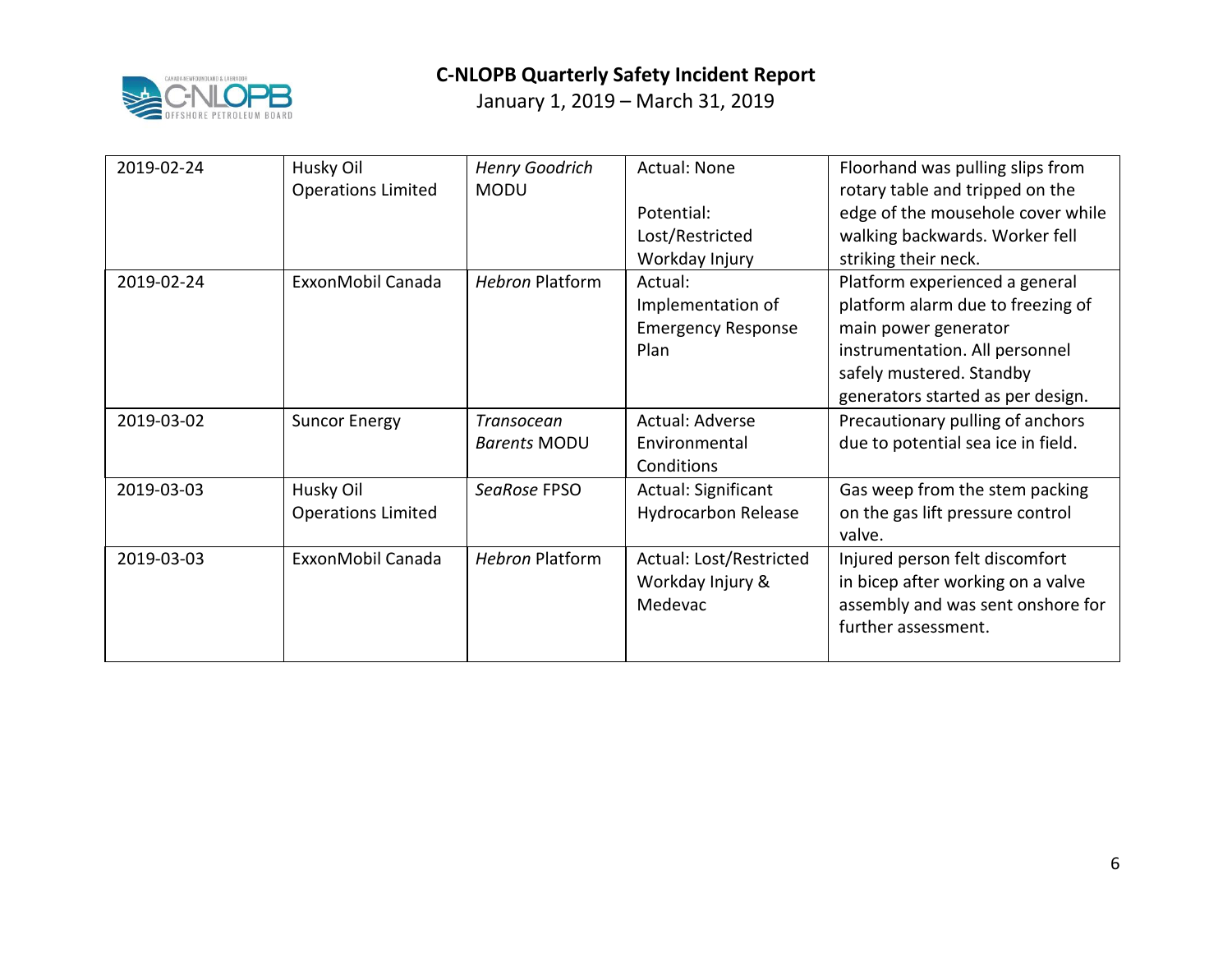| 2019-02-24 | Husky Oil Operations Limited | *Henry Goodrich* MODU | Actual: None<br><br>Potential: Lost/Restricted Workday Injury | Floorhand was pulling slips from rotary table and tripped on the edge of the mousehole cover while walking backwards. Worker fell striking their neck. |
|---|---|---|---|---|
| 2019-02-24 | ExxonMobil Canada | *Hebron* Platform | Actual: Implementation of Emergency Response Plan | Platform experienced a general platform alarm due to freezing of main power generator instrumentation. All personnel safely mustered. Standby generators started as per design. |
| 2019-03-02 | Suncor Energy | *Transocean Barents* MODU | Actual: Adverse Environmental Conditions | Precautionary pulling of anchors due to potential sea ice in field. |
| 2019-03-03 | Husky Oil Operations Limited | *SeaRose* FPSO | Actual: Significant Hydrocarbon Release | Gas weep from the stem packing on the gas lift pressure control valve. |
| 2019-03-03 | ExxonMobil Canada | *Hebron* Platform | Actual: Lost/Restricted Workday Injury & Medevac | Injured person felt discomfort in bicep after working on a valve assembly and was sent onshore for further assessment. |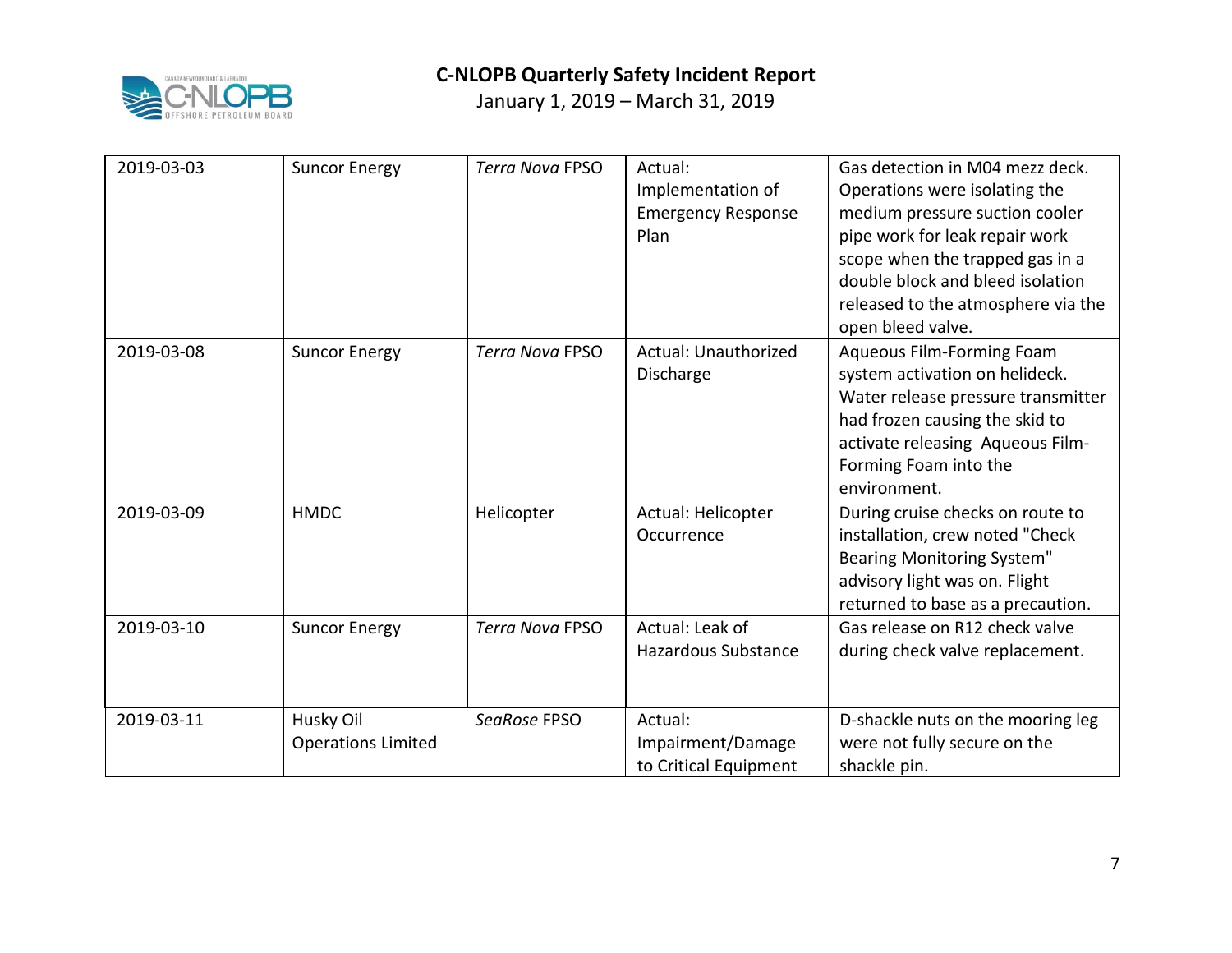| | | | | |
|---|---|---|---|---|
| 2019-03-03 | Suncor Energy | *Terra Nova* FPSO | Actual: Implementation of Emergency Response Plan | Gas detection in M04 mezz deck. Operations were isolating the medium pressure suction cooler pipe work for leak repair work scope when the trapped gas in a double block and bleed isolation released to the atmosphere via the open bleed valve. |
| 2019-03-08 | Suncor Energy | *Terra Nova* FPSO | Actual: Unauthorized Discharge | Aqueous Film-Forming Foam system activation on helideck. Water release pressure transmitter had frozen causing the skid to activate releasing Aqueous Film-Forming Foam into the environment. |
| 2019-03-09 | HMDC | Helicopter | Actual: Helicopter Occurrence | During cruise checks on route to installation, crew noted "Check Bearing Monitoring System" advisory light was on. Flight returned to base as a precaution. |
| 2019-03-10 | Suncor Energy | *Terra Nova* FPSO | Actual: Leak of Hazardous Substance | Gas release on R12 check valve during check valve replacement. |
| 2019-03-11 | Husky Oil Operations Limited | *SeaRose* FPSO | Actual: Impairment/Damage to Critical Equipment | D-shackle nuts on the mooring leg were not fully secure on the shackle pin. |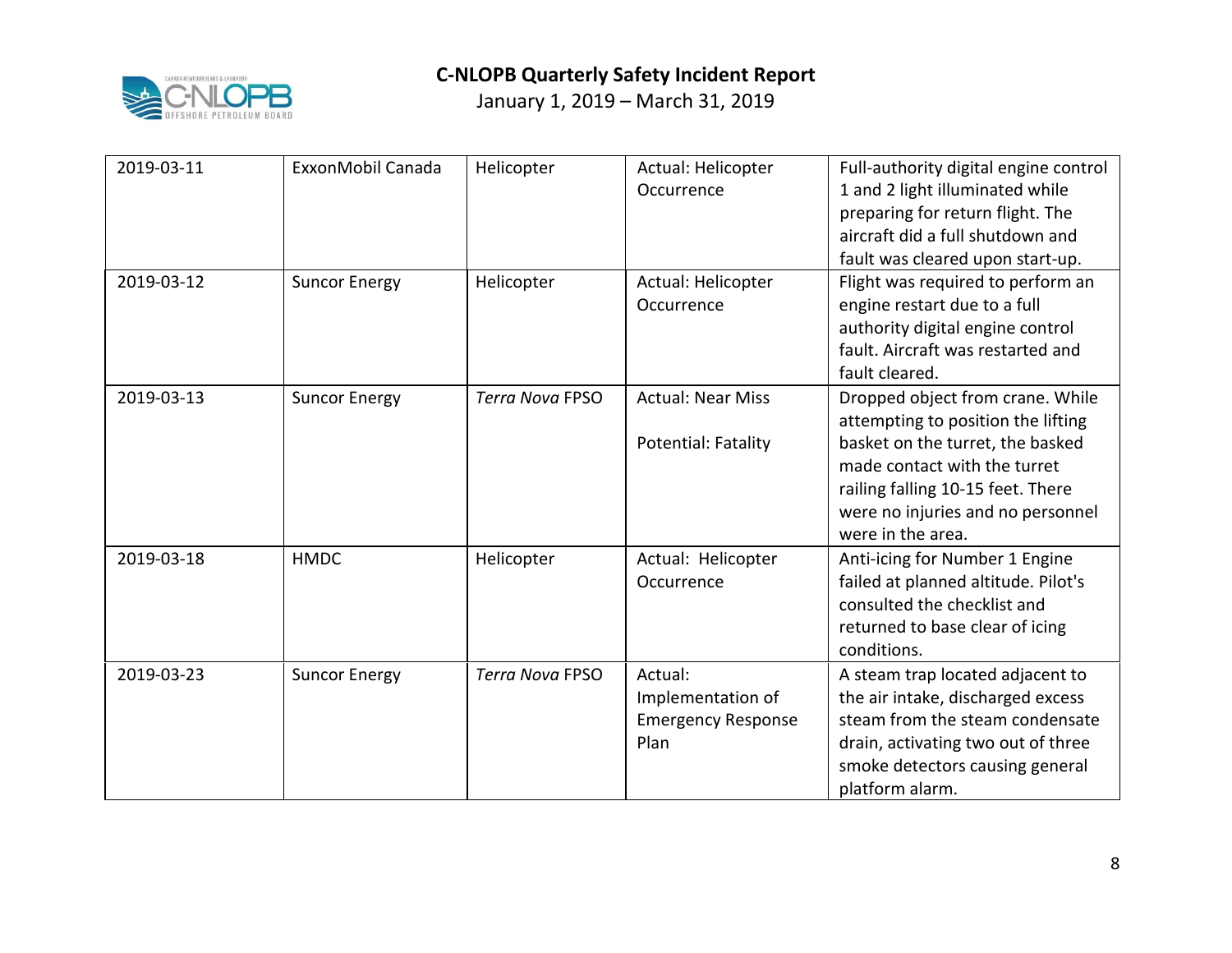| 2019-03-11 | ExxonMobil Canada | Helicopter | Actual: Helicopter Occurrence | Full-authority digital engine control 1 and 2 light illuminated while preparing for return flight. The aircraft did a full shutdown and fault was cleared upon start-up. |
|---|---|---|---|---|
| 2019-03-12 | Suncor Energy | Helicopter | Actual: Helicopter Occurrence | Flight was required to perform an engine restart due to a full authority digital engine control fault. Aircraft was restarted and fault cleared. |
| 2019-03-13 | Suncor Energy | *Terra Nova* FPSO | Actual: Near Miss<br><br>Potential: Fatality | Dropped object from crane. While attempting to position the lifting basket on the turret, the basked made contact with the turret railing falling 10-15 feet. There were no injuries and no personnel were in the area. |
| 2019-03-18 | HMDC | Helicopter | Actual: Helicopter Occurrence | Anti-icing for Number 1 Engine failed at planned altitude. Pilot's consulted the checklist and returned to base clear of icing conditions. |
| 2019-03-23 | Suncor Energy | *Terra Nova* FPSO | Actual: Implementation of Emergency Response Plan | A steam trap located adjacent to the air intake, discharged excess steam from the steam condensate drain, activating two out of three smoke detectors causing general platform alarm. |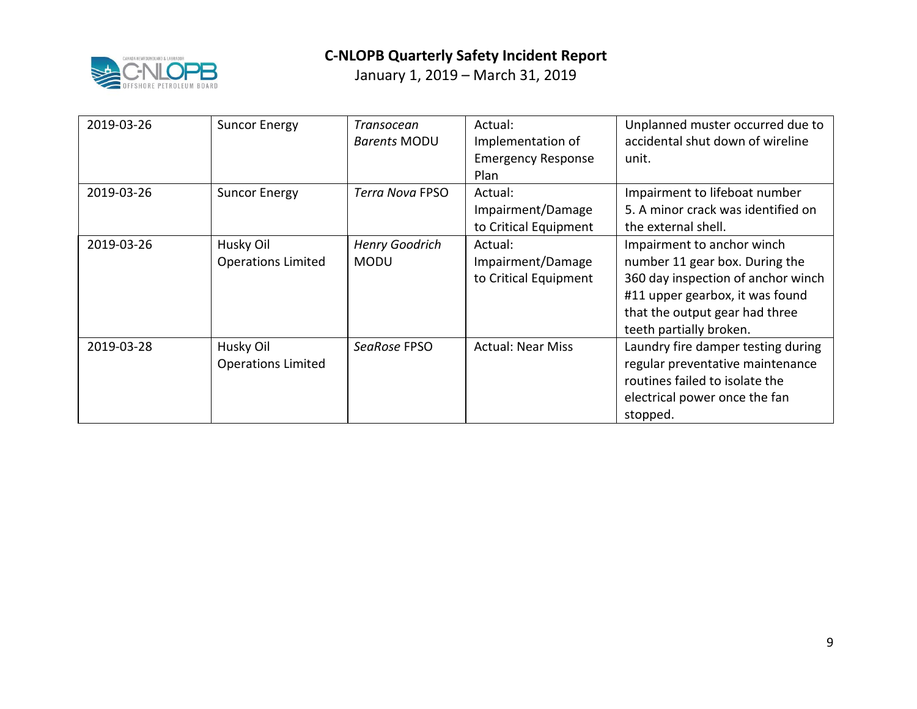| | | | | |
|---|---|---|---|---|
| 2019-03-26 | Suncor Energy | *Transocean Barents* MODU | Actual: Implementation of Emergency Response Plan | Unplanned muster occurred due to accidental shut down of wireline unit. |
| 2019-03-26 | Suncor Energy | *Terra Nova* FPSO | Actual: Impairment/Damage to Critical Equipment | Impairment to lifeboat number 5. A minor crack was identified on the external shell. |
| 2019-03-26 | Husky Oil Operations Limited | *Henry Goodrich* MODU | Actual: Impairment/Damage to Critical Equipment | Impairment to anchor winch number 11 gear box. During the 360 day inspection of anchor winch #11 upper gearbox, it was found that the output gear had three teeth partially broken. |
| 2019-03-28 | Husky Oil Operations Limited | *SeaRose* FPSO | Actual: Near Miss | Laundry fire damper testing during regular preventative maintenance routines failed to isolate the electrical power once the fan stopped. |